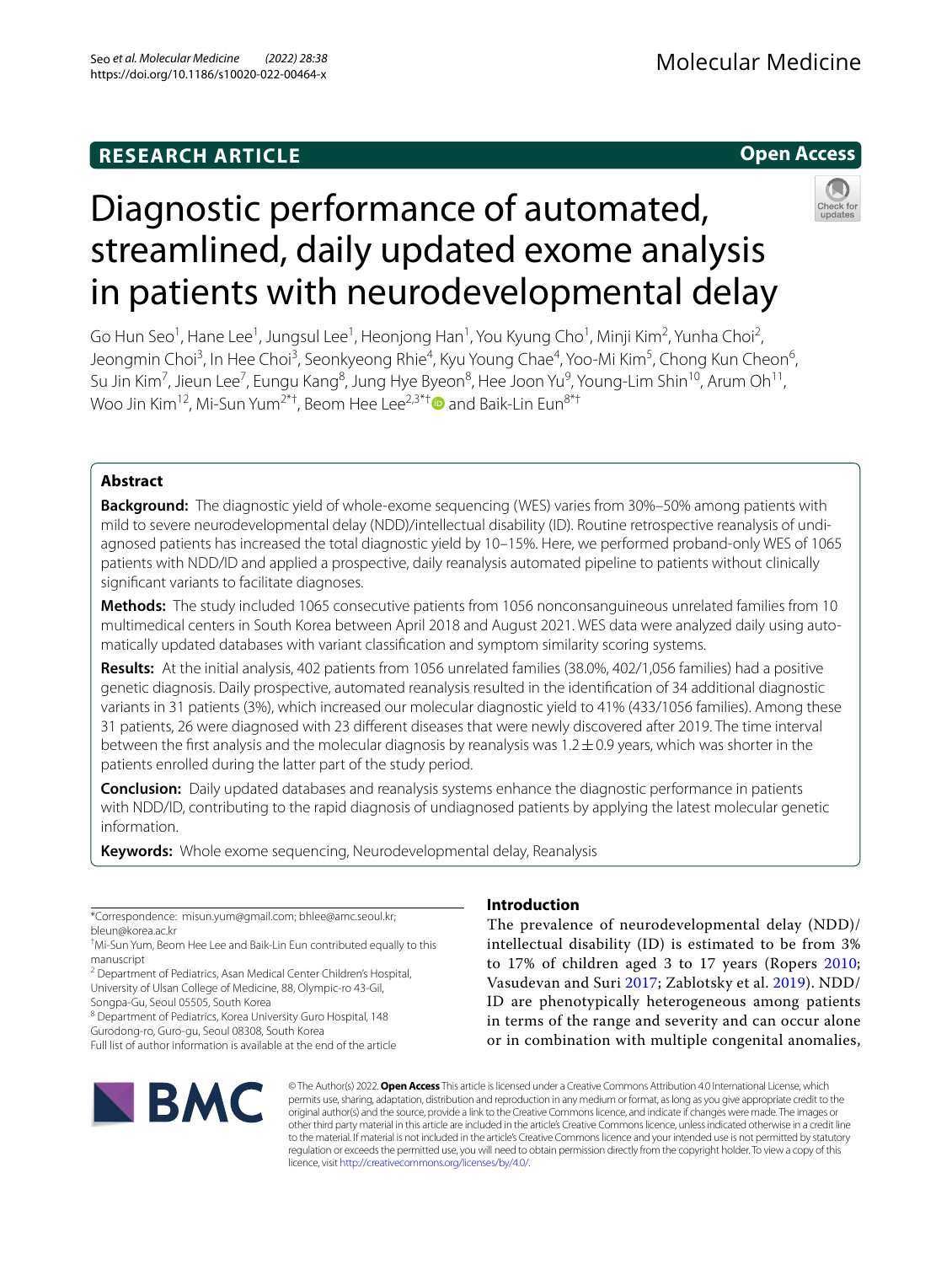RESEARCH ARTICLE

Open Access

# Diagnostic performance of automated, streamlined, daily updated exome analysis in patients with neurodevelopmental delay

Go Hun Seo[1], Hane Lee[1], Jungsul Lee[1], Heonjong Han[1], You Kyung Cho[1], Minji Kim[2], Yunha Choi[2], Jeongmin Choi[3], In Hee Choi[3], Seonkyeong Rhie[4], Kyu Young Chae[4], Yoo-Mi Kim[5], Chong Kun Cheon[6], Su Jin Kim[7], Jieun Lee[7], Eungu Kang[8], Jung Hye Byeon[8], Hee Joon Yu[9], Young-Lim Shin[10], Arum Oh[11], Woo Jin Kim[12], Mi-Sun Yum[2*†], Beom Hee Lee[2,3*†] and Baik-Lin Eun[8*†]

## Abstract

**Background:** The diagnostic yield of whole-exome sequencing (WES) varies from 30%–50% among patients with mild to severe neurodevelopmental delay (NDD)/intellectual disability (ID). Routine retrospective reanalysis of undiagnosed patients has increased the total diagnostic yield by 10–15%. Here, we performed proband-only WES of 1065 patients with NDD/ID and applied a prospective, daily reanalysis automated pipeline to patients without clinically significant variants to facilitate diagnoses.

**Methods:** The study included 1065 consecutive patients from 1056 nonconsanguineous unrelated families from 10 multimedical centers in South Korea between April 2018 and August 2021. WES data were analyzed daily using automatically updated databases with variant classification and symptom similarity scoring systems.

**Results:** At the initial analysis, 402 patients from 1056 unrelated families (38.0%, 402/1,056 families) had a positive genetic diagnosis. Daily prospective, automated reanalysis resulted in the identification of 34 additional diagnostic variants in 31 patients (3%), which increased our molecular diagnostic yield to 41% (433/1056 families). Among these 31 patients, 26 were diagnosed with 23 different diseases that were newly discovered after 2019. The time interval between the first analysis and the molecular diagnosis by reanalysis was 1.2 ± 0.9 years, which was shorter in the patients enrolled during the latter part of the study period.

**Conclusion:** Daily updated databases and reanalysis systems enhance the diagnostic performance in patients with NDD/ID, contributing to the rapid diagnosis of undiagnosed patients by applying the latest molecular genetic information.

**Keywords:** Whole exome sequencing, Neurodevelopmental delay, Reanalysis

*Correspondence: misun.yum@gmail.com; bhlee@amc.seoul.kr; bleun@korea.ac.kr

†Mi-Sun Yum, Beom Hee Lee and Baik-Lin Eun contributed equally to this manuscript

[2] Department of Pediatrics, Asan Medical Center Children's Hospital, University of Ulsan College of Medicine, 88, Olympic-ro 43-Gil, Songpa-Gu, Seoul 05505, South Korea

[8] Department of Pediatrics, Korea University Guro Hospital, 148 Gurodong-ro, Guro-gu, Seoul 08308, South Korea

Full list of author information is available at the end of the article

## Introduction

The prevalence of neurodevelopmental delay (NDD)/intellectual disability (ID) is estimated to be from 3% to 17% of children aged 3 to 17 years (Ropers 2010; Vasudevan and Suri 2017; Zablotsky et al. 2019). NDD/ID are phenotypically heterogeneous among patients in terms of the range and severity and can occur alone or in combination with multiple congenital anomalies,

© The Author(s) 2022. **Open Access** This article is licensed under a Creative Commons Attribution 4.0 International License, which permits use, sharing, adaptation, distribution and reproduction in any medium or format, as long as you give appropriate credit to the original author(s) and the source, provide a link to the Creative Commons licence, and indicate if changes were made. The images or other third party material in this article are included in the article's Creative Commons licence, unless indicated otherwise in a credit line to the material. If material is not included in the article's Creative Commons licence and your intended use is not permitted by statutory regulation or exceeds the permitted use, you will need to obtain permission directly from the copyright holder. To view a copy of this licence, visit http://creativecommons.org/licenses/by/4.0/.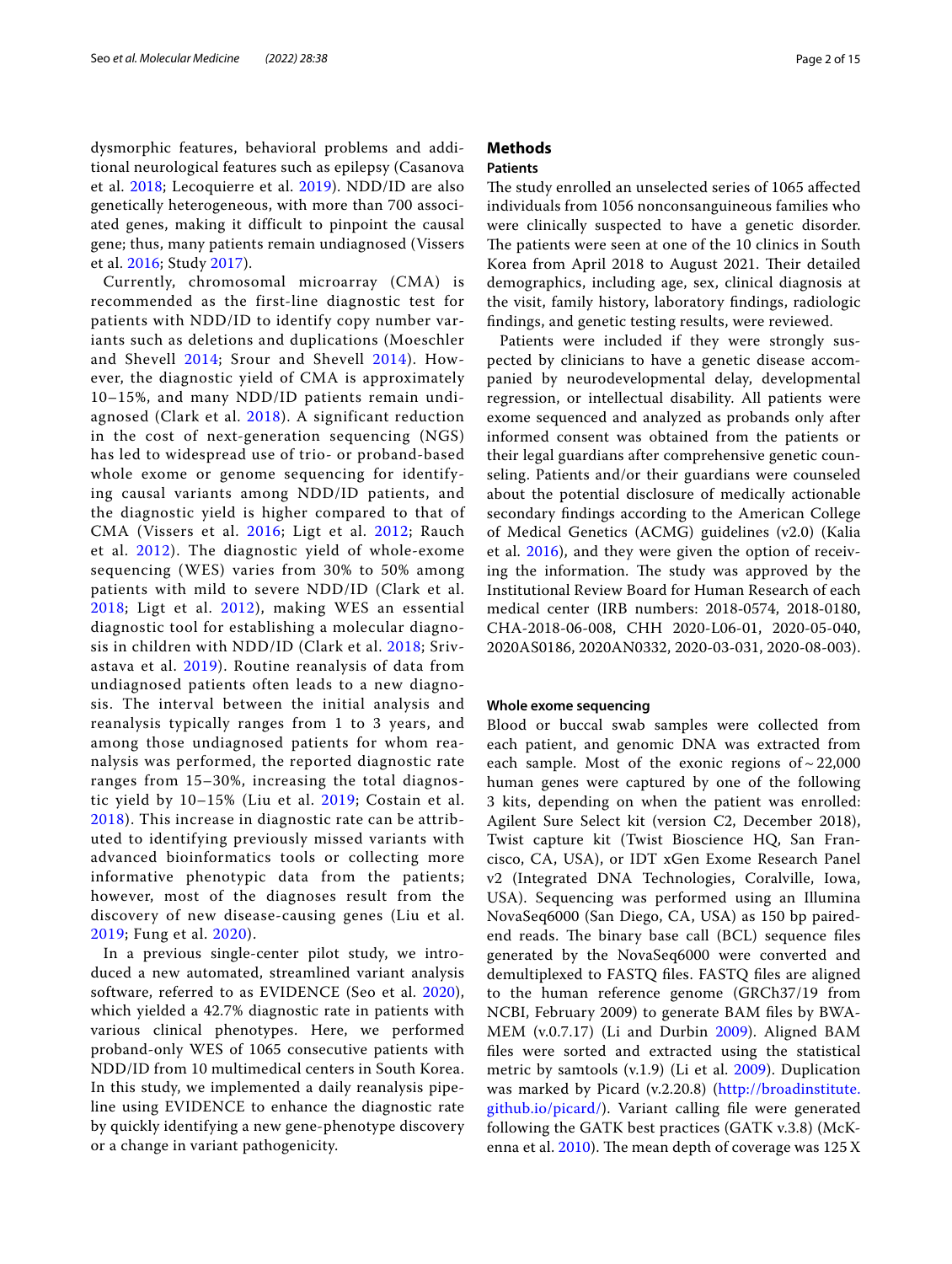dysmorphic features, behavioral problems and additional neurological features such as epilepsy (Casanova et al. 2018; Lecoquierre et al. 2019). NDD/ID are also genetically heterogeneous, with more than 700 associated genes, making it difficult to pinpoint the causal gene; thus, many patients remain undiagnosed (Vissers et al. 2016; Study 2017).

Currently, chromosomal microarray (CMA) is recommended as the first-line diagnostic test for patients with NDD/ID to identify copy number variants such as deletions and duplications (Moeschler and Shevell 2014; Srour and Shevell 2014). However, the diagnostic yield of CMA is approximately 10–15%, and many NDD/ID patients remain undiagnosed (Clark et al. 2018). A significant reduction in the cost of next-generation sequencing (NGS) has led to widespread use of trio- or proband-based whole exome or genome sequencing for identifying causal variants among NDD/ID patients, and the diagnostic yield is higher compared to that of CMA (Vissers et al. 2016; Ligt et al. 2012; Rauch et al. 2012). The diagnostic yield of whole-exome sequencing (WES) varies from 30% to 50% among patients with mild to severe NDD/ID (Clark et al. 2018; Ligt et al. 2012), making WES an essential diagnostic tool for establishing a molecular diagnosis in children with NDD/ID (Clark et al. 2018; Srivastava et al. 2019). Routine reanalysis of data from undiagnosed patients often leads to a new diagnosis. The interval between the initial analysis and reanalysis typically ranges from 1 to 3 years, and among those undiagnosed patients for whom reanalysis was performed, the reported diagnostic rate ranges from 15–30%, increasing the total diagnostic yield by 10–15% (Liu et al. 2019; Costain et al. 2018). This increase in diagnostic rate can be attributed to identifying previously missed variants with advanced bioinformatics tools or collecting more informative phenotypic data from the patients; however, most of the diagnoses result from the discovery of new disease-causing genes (Liu et al. 2019; Fung et al. 2020).

In a previous single-center pilot study, we introduced a new automated, streamlined variant analysis software, referred to as EVIDENCE (Seo et al. 2020), which yielded a 42.7% diagnostic rate in patients with various clinical phenotypes. Here, we performed proband-only WES of 1065 consecutive patients with NDD/ID from 10 multimedical centers in South Korea. In this study, we implemented a daily reanalysis pipeline using EVIDENCE to enhance the diagnostic rate by quickly identifying a new gene-phenotype discovery or a change in variant pathogenicity.

## Methods

### Patients

The study enrolled an unselected series of 1065 affected individuals from 1056 nonconsanguineous families who were clinically suspected to have a genetic disorder. The patients were seen at one of the 10 clinics in South Korea from April 2018 to August 2021. Their detailed demographics, including age, sex, clinical diagnosis at the visit, family history, laboratory findings, radiologic findings, and genetic testing results, were reviewed.

Patients were included if they were strongly suspected by clinicians to have a genetic disease accompanied by neurodevelopmental delay, developmental regression, or intellectual disability. All patients were exome sequenced and analyzed as probands only after informed consent was obtained from the patients or their legal guardians after comprehensive genetic counseling. Patients and/or their guardians were counseled about the potential disclosure of medically actionable secondary findings according to the American College of Medical Genetics (ACMG) guidelines (v2.0) (Kalia et al. 2016), and they were given the option of receiving the information. The study was approved by the Institutional Review Board for Human Research of each medical center (IRB numbers: 2018-0574, 2018-0180, CHA-2018-06-008, CHH 2020-L06-01, 2020-05-040, 2020AS0186, 2020AN0332, 2020-03-031, 2020-08-003).

### Whole exome sequencing

Blood or buccal swab samples were collected from each patient, and genomic DNA was extracted from each sample. Most of the exonic regions of ~ 22,000 human genes were captured by one of the following 3 kits, depending on when the patient was enrolled: Agilent Sure Select kit (version C2, December 2018), Twist capture kit (Twist Bioscience HQ, San Francisco, CA, USA), or IDT xGen Exome Research Panel v2 (Integrated DNA Technologies, Coralville, Iowa, USA). Sequencing was performed using an Illumina NovaSeq6000 (San Diego, CA, USA) as 150 bp paired-end reads. The binary base call (BCL) sequence files generated by the NovaSeq6000 were converted and demultiplexed to FASTQ files. FASTQ files are aligned to the human reference genome (GRCh37/19 from NCBI, February 2009) to generate BAM files by BWA-MEM (v.0.7.17) (Li and Durbin 2009). Aligned BAM files were sorted and extracted using the statistical metric by samtools (v.1.9) (Li et al. 2009). Duplication was marked by Picard (v.2.20.8) (http://broadinstitute.github.io/picard/). Variant calling file were generated following the GATK best practices (GATK v.3.8) (McKenna et al. 2010). The mean depth of coverage was 125 X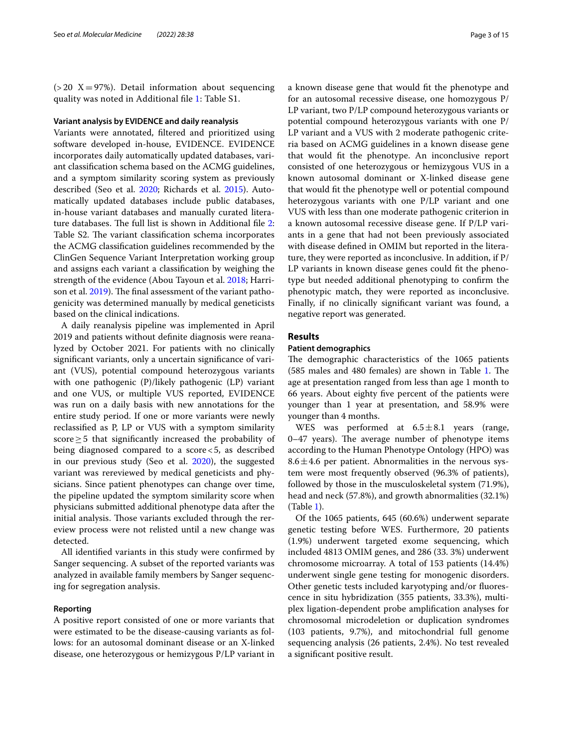(> 20 X = 97%). Detail information about sequencing quality was noted in Additional file 1: Table S1.

### Variant analysis by EVIDENCE and daily reanalysis

Variants were annotated, filtered and prioritized using software developed in-house, EVIDENCE. EVIDENCE incorporates daily automatically updated databases, variant classification schema based on the ACMG guidelines, and a symptom similarity scoring system as previously described (Seo et al. 2020; Richards et al. 2015). Automatically updated databases include public databases, in-house variant databases and manually curated literature databases. The full list is shown in Additional file 2: Table S2. The variant classification schema incorporates the ACMG classification guidelines recommended by the ClinGen Sequence Variant Interpretation working group and assigns each variant a classification by weighing the strength of the evidence (Abou Tayoun et al. 2018; Harrison et al. 2019). The final assessment of the variant pathogenicity was determined manually by medical geneticists based on the clinical indications.

A daily reanalysis pipeline was implemented in April 2019 and patients without definite diagnosis were reanalyzed by October 2021. For patients with no clinically significant variants, only a uncertain significance of variant (VUS), potential compound heterozygous variants with one pathogenic (P)/likely pathogenic (LP) variant and one VUS, or multiple VUS reported, EVIDENCE was run on a daily basis with new annotations for the entire study period. If one or more variants were newly reclassified as P, LP or VUS with a symptom similarity score ≥ 5 that significantly increased the probability of being diagnosed compared to a score < 5, as described in our previous study (Seo et al. 2020), the suggested variant was rereviewed by medical geneticists and physicians. Since patient phenotypes can change over time, the pipeline updated the symptom similarity score when physicians submitted additional phenotype data after the initial analysis. Those variants excluded through the rereview process were not relisted until a new change was detected.

All identified variants in this study were confirmed by Sanger sequencing. A subset of the reported variants was analyzed in available family members by Sanger sequencing for segregation analysis.

### Reporting

A positive report consisted of one or more variants that were estimated to be the disease-causing variants as follows: for an autosomal dominant disease or an X-linked disease, one heterozygous or hemizygous P/LP variant in a known disease gene that would fit the phenotype and for an autosomal recessive disease, one homozygous P/LP variant, two P/LP compound heterozygous variants or potential compound heterozygous variants with one P/LP variant and a VUS with 2 moderate pathogenic criteria based on ACMG guidelines in a known disease gene that would fit the phenotype. An inconclusive report consisted of one heterozygous or hemizygous VUS in a known autosomal dominant or X-linked disease gene that would fit the phenotype well or potential compound heterozygous variants with one P/LP variant and one VUS with less than one moderate pathogenic criterion in a known autosomal recessive disease gene. If P/LP variants in a gene that had not been previously associated with disease defined in OMIM but reported in the literature, they were reported as inconclusive. In addition, if P/LP variants in known disease genes could fit the phenotype but needed additional phenotyping to confirm the phenotypic match, they were reported as inconclusive. Finally, if no clinically significant variant was found, a negative report was generated.

## Results

### Patient demographics

The demographic characteristics of the 1065 patients (585 males and 480 females) are shown in Table 1. The age at presentation ranged from less than age 1 month to 66 years. About eighty five percent of the patients were younger than 1 year at presentation, and 58.9% were younger than 4 months.

WES was performed at 6.5 ± 8.1 years (range, 0–47 years). The average number of phenotype items according to the Human Phenotype Ontology (HPO) was 8.6 ± 4.6 per patient. Abnormalities in the nervous system were most frequently observed (96.3% of patients), followed by those in the musculoskeletal system (71.9%), head and neck (57.8%), and growth abnormalities (32.1%) (Table 1).

Of the 1065 patients, 645 (60.6%) underwent separate genetic testing before WES. Furthermore, 20 patients (1.9%) underwent targeted exome sequencing, which included 4813 OMIM genes, and 286 (33. 3%) underwent chromosome microarray. A total of 153 patients (14.4%) underwent single gene testing for monogenic disorders. Other genetic tests included karyotyping and/or fluorescence in situ hybridization (355 patients, 33.3%), multiplex ligation-dependent probe amplification analyses for chromosomal microdeletion or duplication syndromes (103 patients, 9.7%), and mitochondrial full genome sequencing analysis (26 patients, 2.4%). No test revealed a significant positive result.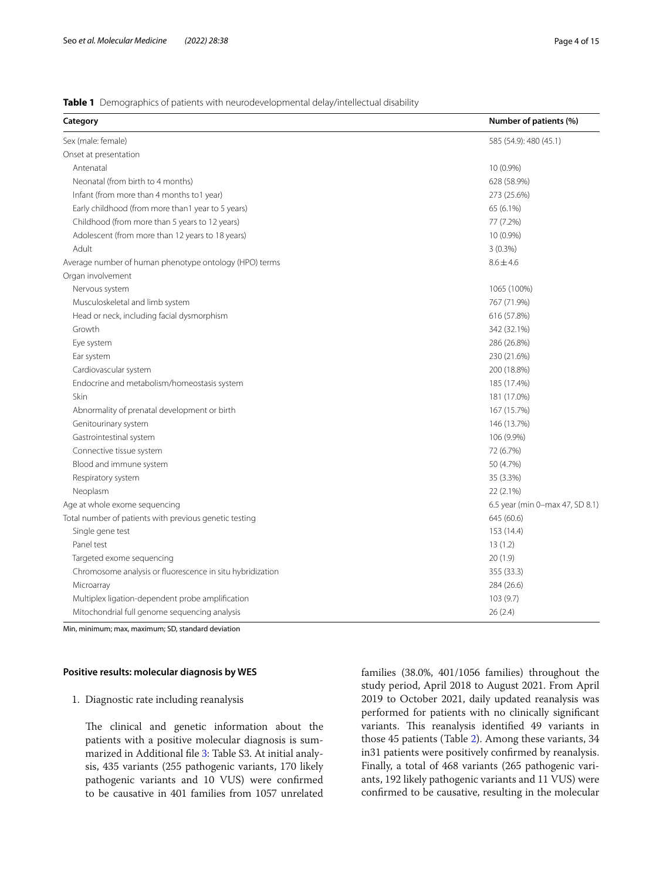**Table 1** Demographics of patients with neurodevelopmental delay/intellectual disability

| Category | Number of patients (%) |
|---|---|
| Sex (male: female) | 585 (54.9): 480 (45.1) |
| Onset at presentation | |
| Antenatal | 10 (0.9%) |
| Neonatal (from birth to 4 months) | 628 (58.9%) |
| Infant (from more than 4 months to1 year) | 273 (25.6%) |
| Early childhood (from more than1 year to 5 years) | 65 (6.1%) |
| Childhood (from more than 5 years to 12 years) | 77 (7.2%) |
| Adolescent (from more than 12 years to 18 years) | 10 (0.9%) |
| Adult | 3 (0.3%) |
| Average number of human phenotype ontology (HPO) terms | 8.6 ± 4.6 |
| Organ involvement | |
| Nervous system | 1065 (100%) |
| Musculoskeletal and limb system | 767 (71.9%) |
| Head or neck, including facial dysmorphism | 616 (57.8%) |
| Growth | 342 (32.1%) |
| Eye system | 286 (26.8%) |
| Ear system | 230 (21.6%) |
| Cardiovascular system | 200 (18.8%) |
| Endocrine and metabolism/homeostasis system | 185 (17.4%) |
| Skin | 181 (17.0%) |
| Abnormality of prenatal development or birth | 167 (15.7%) |
| Genitourinary system | 146 (13.7%) |
| Gastrointestinal system | 106 (9.9%) |
| Connective tissue system | 72 (6.7%) |
| Blood and immune system | 50 (4.7%) |
| Respiratory system | 35 (3.3%) |
| Neoplasm | 22 (2.1%) |
| Age at whole exome sequencing | 6.5 year (min 0–max 47, SD 8.1) |
| Total number of patients with previous genetic testing | 645 (60.6) |
| Single gene test | 153 (14.4) |
| Panel test | 13 (1.2) |
| Targeted exome sequencing | 20 (1.9) |
| Chromosome analysis or fluorescence in situ hybridization | 355 (33.3) |
| Microarray | 284 (26.6) |
| Multiplex ligation-dependent probe amplification | 103 (9.7) |
| Mitochondrial full genome sequencing analysis | 26 (2.4) |

Min, minimum; max, maximum; SD, standard deviation

### Positive results: molecular diagnosis by WES

1. Diagnostic rate including reanalysis

The clinical and genetic information about the patients with a positive molecular diagnosis is summarized in Additional file 3: Table S3. At initial analysis, 435 variants (255 pathogenic variants, 170 likely pathogenic variants and 10 VUS) were confirmed to be causative in 401 families from 1057 unrelated families (38.0%, 401/1056 families) throughout the study period, April 2018 to August 2021. From April 2019 to October 2021, daily updated reanalysis was performed for patients with no clinically significant variants. This reanalysis identified 49 variants in those 45 patients (Table 2). Among these variants, 34 in31 patients were positively confirmed by reanalysis. Finally, a total of 468 variants (265 pathogenic variants, 192 likely pathogenic variants and 11 VUS) were confirmed to be causative, resulting in the molecular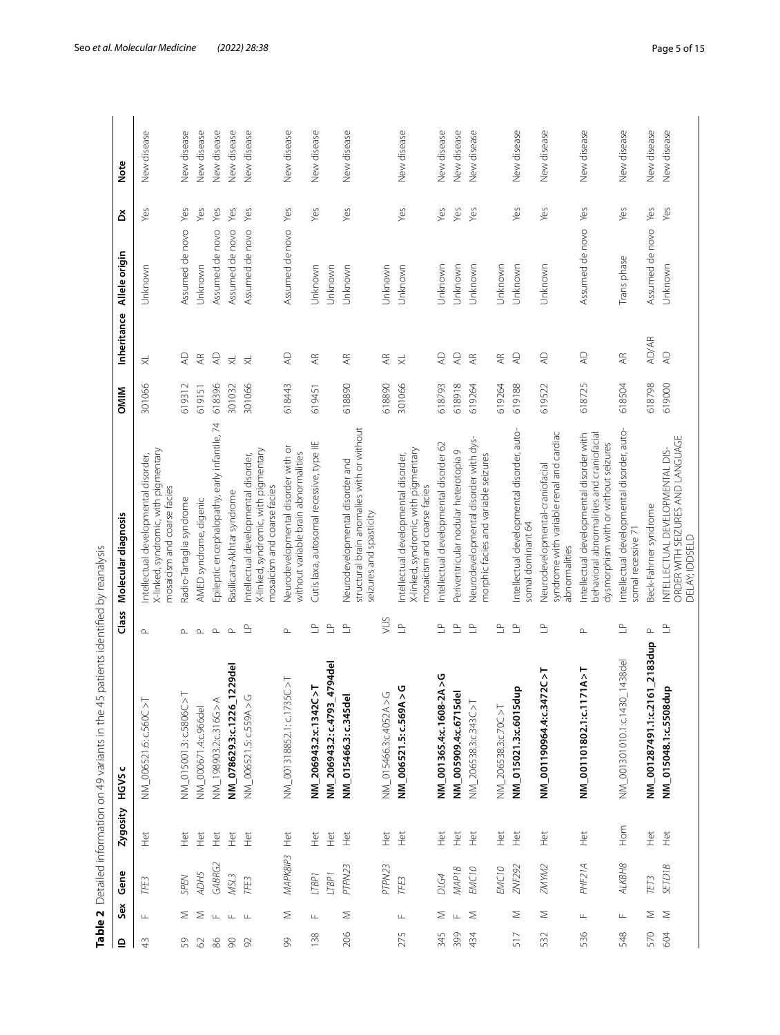**Table 2** Detailed information on 49 variants in the 45 patients identified by reanalysis

| ID | Sex | Gene | Zygosity | HGVS c | Class | Molecular diagnosis | OMIM | Inheritance | Allele origin | Dx | Note |
|---|---|---|---|---|---|---|---|---|---|---|---|
| 43 | F | *TFE3* | Het | NM_006521.6:c.560C>T | P | Intellectual developmental disorder, X-linked, syndromic, with pigmentary mosaicism and coarse facies | 301066 | XL | Unknown | Yes | New disease |
| 59 | M | *SPEN* | Het | NM_015001.3: c.5806C>T | P | Radio-Tartaglia syndrome | 619312 | AD | Assumed de novo | Yes | New disease |
| 62 | M | *ADH5* | Het | NM_000671.4:c.966del | P | AMED syndrome, digenic | 619151 | AR | Unknown | Yes | New disease |
| 86 | F | *GABRG2* | Het | NM_198903.2:c.316G>A | P | Epileptic encephalopathy, early infantile, 74 | 618396 | AD | Assumed de novo | Yes | New disease |
| 90 | F | *MSL3* | Het | **NM_078629.3:c.1226_1229del** | P | Basilicata-Akhtar syndrome | 301032 | XL | Assumed de novo | Yes | New disease |
| 92 | F | *TFE3* | Het | NM_006521.5: c.559A>G | LP | Intellectual developmental disorder, X-linked, syndromic, with pigmentary mosaicism and coarse facies | 301066 | XL | Assumed de novo | Yes | New disease |
| 99 | M | *MAPK8IP3* | Het | NM_001318852.1: c.1735C>T | P | Neurodevelopmental disorder with or without variable brain abnormalities | 618443 | AD | Assumed de novo | Yes | New disease |
| 138 | F | *LTBP1* | Het | **NM_206943.2:c.1342C>T** | LP | Cutis laxa, autosomal recessive, type IIE | 619451 | AR | Unknown | Yes | New disease |
| | | *LTBP1* | Het | **NM_206943.2: c.4793_4794del** | LP | | | | Unknown | | |
| 206 | M | *PTPN23* | Het | **NM_015466.3:c.345del** | LP | Neurodevelopmental disorder and structural brain anomalies with or without seizures and spasticity | 618890 | AR | Unknown | Yes | New disease |
| | | *PTPN23* | Het | NM_015466.3:c.4052A>G | VUS | | 618890 | AR | Unknown | | |
| 275 | F | *TFE3* | Het | **NM_006521.5:c.569A>G** | LP | Intellectual developmental disorder, X-linked, syndromic, with pigmentary mosaicism and coarse facies | 301066 | XL | Unknown | Yes | New disease |
| 345 | M | *DLG4* | Het | **NM_001365.4:c.1608-2A>G** | LP | Intellectual developmental disorder 62 | 618793 | AD | Unknown | Yes | New disease |
| 399 | F | *MAP1B* | Het | **NM_005909.4:c.6715del** | LP | Periventricular nodular heterotopia 9 | 618918 | AD | Unknown | Yes | New disease |
| 434 | M | *EMC10* | Het | NM_206538.3:c.343C>T | LP | Neurodevelopmental disorder with dysmorphic facies and variable seizures | 619264 | AR | Unknown | Yes | New disease |
| | | *EMC10* | Het | NM_206538.3:c.70C>T | LP | | 619264 | AR | Unknown | | |
| 517 | M | *ZNF292* | Het | **NM_015021.3:c.6015dup** | LP | Intellectual developmental disorder, autosomal dominant 64 | 619188 | AD | Unknown | Yes | New disease |
| 532 | M | *ZMYM2* | Het | **NM_001190964.4:c.3472C>T** | LP | Neurodevelopmental-craniofacial syndrome with variable renal and cardiac abnormalities | 619522 | AD | Unknown | Yes | New disease |
| 536 | F | *PHF21A* | Het | **NM_001101802.1:c.1171A>T** | P | Intellectual developmental disorder with behavioral abnormalities and craniofacial dysmorphism with or without seizures | 618725 | AD | Assumed de novo | Yes | New disease |
| 548 | F | *ALKBH8* | Hom | NM_001301010.1:c.1430_1438del | LP | Intellectual developmental disorder, autosomal recessive 71 | 618504 | AR | Trans phase | Yes | New disease |
| 570 | M | *TET3* | Het | **NM_001287491.1:c.2161_2183dup** | P | Beck-Fahrner syndrome | 618798 | AD/AR | Assumed de novo | Yes | New disease |
| 604 | M | *SETD1B* | Het | **NM_015048.1:c.5508dup** | LP | INTELLECTUAL DEVELOPMENTAL DISORDER WITH SEIZURES AND LANGUAGE DELAY; IDDSELD | 619000 | AD | Unknown | Yes | New disease |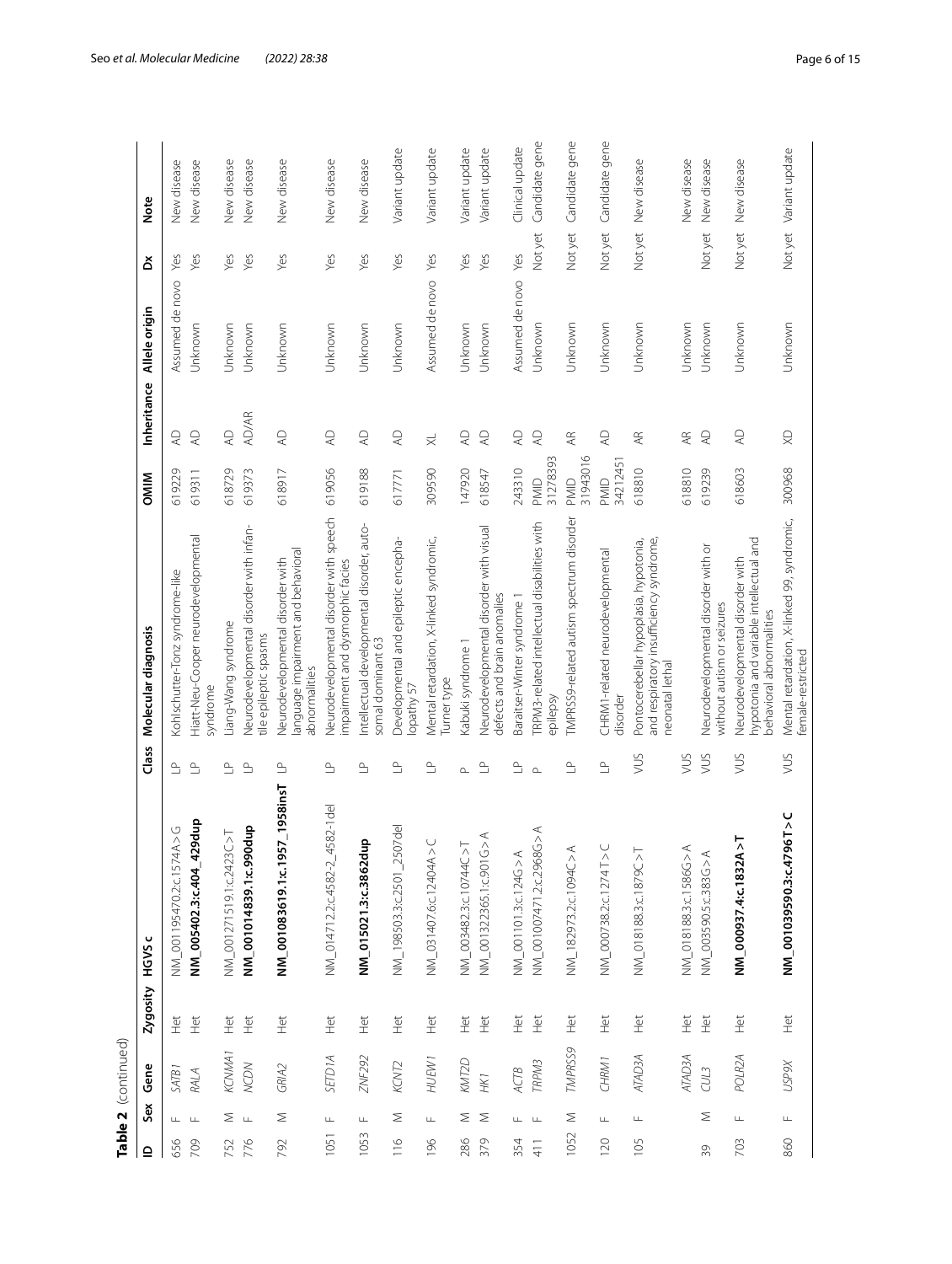**Table 2** (continued)

| ID | Sex | Gene | Zygosity | HGVS c | Class | Molecular diagnosis | OMIM | Inheritance | Allele origin | Dx | Note |
|---|---|---|---|---|---|---|---|---|---|---|---|
| 656 | F | *SATB1* | Het | NM_001195470.2:c.1574A>G | LP | Kohlschutter-Tonz syndrome-like | 619229 | AD | Assumed de novo | Yes | New disease |
| 709 | F | *RALA* | Het | **NM_005402.3:c.404_429dup** | LP | Hiatt-Neu-Cooper neurodevelopmental syndrome | 619311 | AD | Unknown | Yes | New disease |
| 752 | M | *KCNMA1* | Het | NM_001271519.1:c.2423C>T | LP | Liang-Wang syndrome | 618729 | AD | Unknown | Yes | New disease |
| 776 | F | *NCDN* | Het | **NM_001014839.1:c.990dup** | LP | Neurodevelopmental disorder with infantile epileptic spasms | 619373 | AD/AR | Unknown | Yes | New disease |
| 792 | M | *GRIA2* | Het | **NM_001083619.1:c.1957_1958insT** | LP | Neurodevelopmental disorder with language impairment and behavioral abnormalities | 618917 | AD | Unknown | Yes | New disease |
| 1051 | F | *SETD1A* | Het | NM_014712.2:c.4582-2_4582-1del | LP | Neurodevelopmental disorder with speech impairment and dysmorphic facies | 619056 | AD | Unknown | Yes | New disease |
| 1053 | F | *ZNF292* | Het | **NM_015021.3:c.3862dup** | LP | Intellectual developmental disorder, autosomal dominant 63 | 619188 | AD | Unknown | Yes | New disease |
| 116 | M | *KCNT2* | Het | NM_198503.3:c.2501_2507del | LP | Developmental and epileptic encephalopathy 57 | 617771 | AD | Unknown | Yes | Variant update |
| 196 | F | *HUWE1* | Het | NM_031407.6:c.12404A>C | LP | Mental retardation, X-linked syndromic, Turner type | 309590 | XL | Assumed de novo | Yes | Variant update |
| 286 | M | *KMT2D* | Het | NM_003482.3:c.10744C>T | P | Kabuki syndrome 1 | 147920 | AD | Unknown | Yes | Variant update |
| 379 | M | *HK1* | Het | NM_001322365.1:c.901G>A | LP | Neurodevelopmental disorder with visual defects and brain anomalies | 618547 | AD | Unknown | Yes | Variant update |
| 354 | F | *ACTB* | Het | NM_001101.3:c.124G>A | LP | Baraitser-Winter syndrome 1 | 243310 | AD | Assumed de novo | Yes | Clinical update |
| 411 | F | *TRPM3* | Het | NM_001007471.2:c.2968G>A | P | TRPM3-related intellectual disabilities with epilepsy | PMID 31278393 | AD | Unknown | Not yet | Candidate gene |
| 1052 | M | *TMPRSS9* | Het | NM_182973.2:c.1094C>A | LP | TMPRSS9-related autism spectrum disorder | PMID 31943016 | AR | Unknown | Not yet | Candidate gene |
| 120 | F | *CHRM1* | Het | NM_000738.2:c.1274T>C | LP | CHRM1-related neurodevelopmental disorder | PMID 34212451 | AD | Unknown | Not yet | Candidate gene |
| 105 | F | *ATAD3A* | Het | NM_018188.3:c.1879C>T | VUS | Pontocerebellar hypoplasia, hypotonia, and respiratory insufficiency syndrome, neonatal lethal | 618810 | AR | Unknown | Not yet | New disease |
| | | *ATAD3A* | Het | NM_018188.3:c.1586G>A | VUS | | 618810 | AR | Unknown | | New disease |
| 39 | M | *CUL3* | Het | NM_003590.5:c.383G>A | VUS | Neurodevelopmental disorder with or without autism or seizures | 619239 | AD | Unknown | Not yet | New disease |
| 703 | F | *POLR2A* | Het | **NM_000937.4:c.1832A>T** | VUS | Neurodevelopmental disorder with hypotonia and variable intellectual and behavioral abnormalities | 618603 | AD | Unknown | Not yet | New disease |
| 860 | F | *USP9X* | Het | **NM_001039590.3:c.4796T>C** | VUS | Mental retardation, X-linked 99, syndromic, female-restricted | 300968 | XD | Unknown | Not yet | Variant update |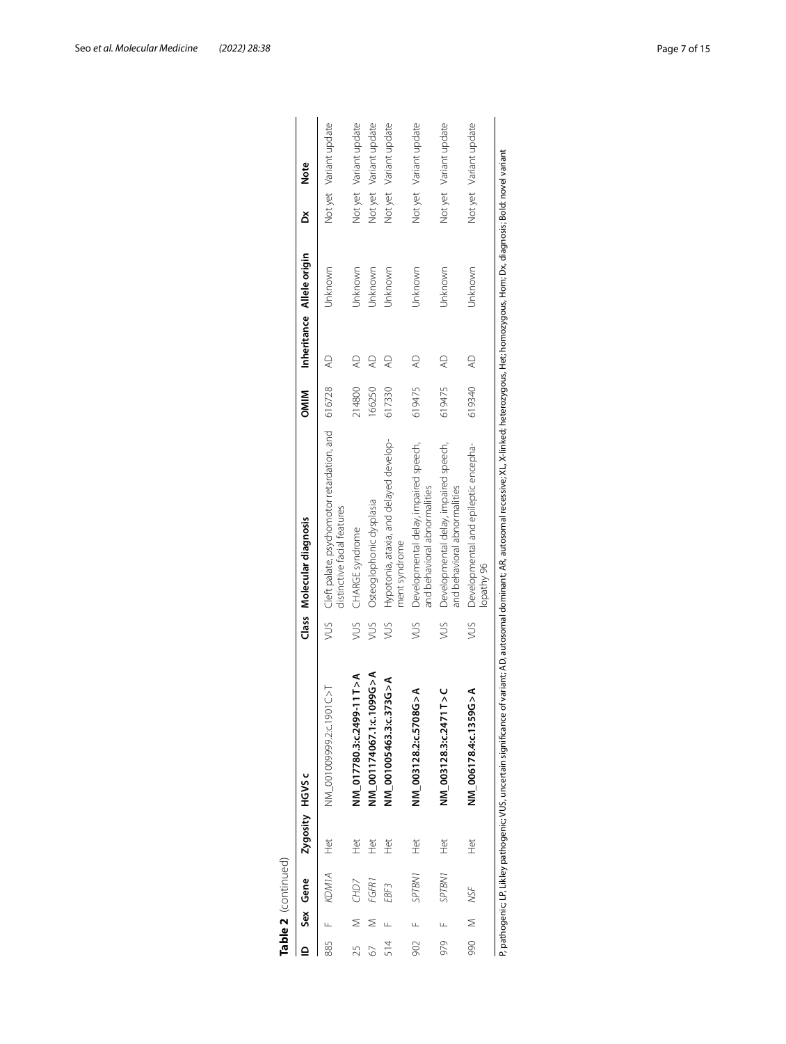**Table 2** (continued)

| ID | Sex | Gene | Zygosity | HGVS c | Class | Molecular diagnosis | OMIM | Inheritance | Allele origin | Dx | Note |
|---|---|---|---|---|---|---|---|---|---|---|---|
| 885 | F | *KDM1A* | Het | NM_001009999.2:c.1901C>T | VUS | Cleft palate, psychomotor retardation, and distinctive facial features | 616728 | AD | Unknown | Not yet | Variant update |
| 25 | M | *CHD7* | Het | **NM_017780.3:c.2499-11T>A** | VUS | CHARGE syndrome | 214800 | AD | Unknown | Not yet | Variant update |
| 67 | M | *FGFR1* | Het | **NM_001174067.1:c.1099G>A** | VUS | Osteoglophonic dysplasia | 166250 | AD | Unknown | Not yet | Variant update |
| 514 | F | *EBF3* | Het | **NM_001005463.3:c.373G>A** | VUS | Hypotonia, ataxia, and delayed development syndrome | 617330 | AD | Unknown | Not yet | Variant update |
| 902 | F | *SPTBN1* | Het | **NM_003128.2:c.5708G>A** | VUS | Developmental delay, impaired speech, and behavioral abnormalities | 619475 | AD | Unknown | Not yet | Variant update |
| 979 | F | *SPTBN1* | Het | **NM_003128.3:c.2471T>C** | VUS | Developmental delay, impaired speech, and behavioral abnormalities | 619475 | AD | Unknown | Not yet | Variant update |
| 990 | M | *NSF* | Het | **NM_006178.4:c.1359G>A** | VUS | Developmental and epileptic encephalopathy 96 | 619340 | AD | Unknown | Not yet | Variant update |

P, pathogenic; LP, Likley pathogenic; VUS, uncertain significance of variant; AD, autosomal dominant; AR, autosomal recessive; XL, X-linked; heterozygous, Het; homozygous, Hom; Dx, diagnosis; Bold: novel variant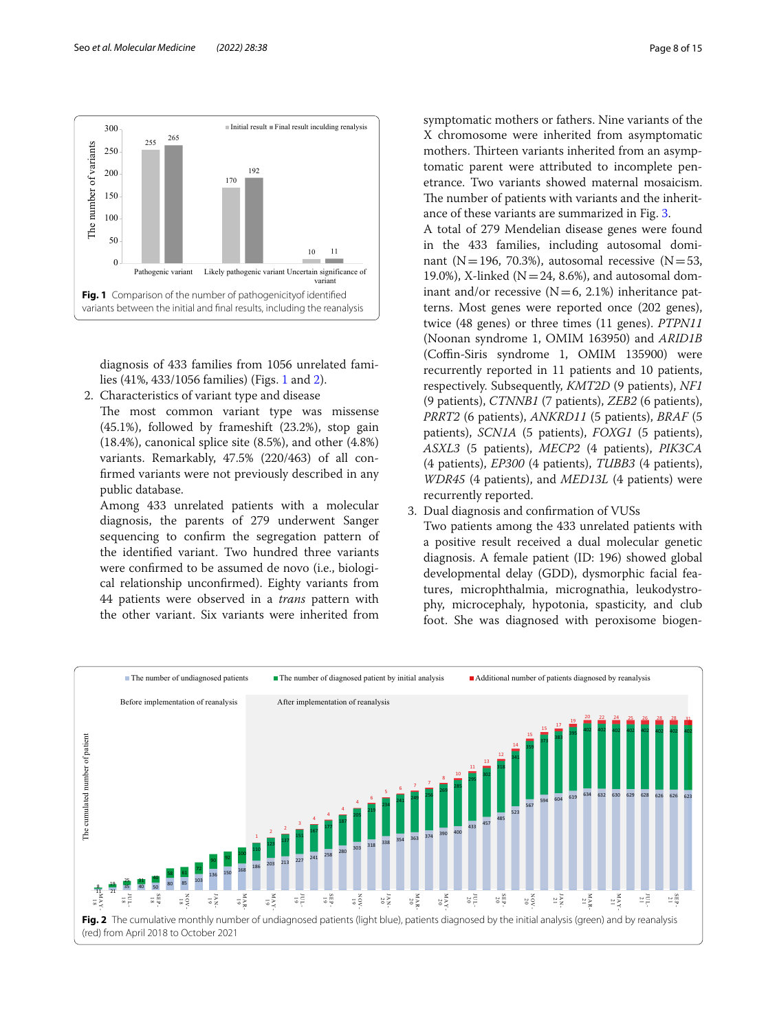Fig. 1 Comparison of the number of pathogenicityof identified variants between the initial and final results, including the reanalysis

diagnosis of 433 families from 1056 unrelated families (41%, 433/1056 families) (Figs. 1 and 2).

2. Characteristics of variant type and disease

   The most common variant type was missense (45.1%), followed by frameshift (23.2%), stop gain (18.4%), canonical splice site (8.5%), and other (4.8%) variants. Remarkably, 47.5% (220/463) of all confirmed variants were not previously described in any public database.

   Among 433 unrelated patients with a molecular diagnosis, the parents of 279 underwent Sanger sequencing to confirm the segregation pattern of the identified variant. Two hundred three variants were confirmed to be assumed de novo (i.e., biological relationship unconfirmed). Eighty variants from 44 patients were observed in a *trans* pattern with the other variant. Six variants were inherited from symptomatic mothers or fathers. Nine variants of the X chromosome were inherited from asymptomatic mothers. Thirteen variants inherited from an asymptomatic parent were attributed to incomplete penetrance. Two variants showed maternal mosaicism. The number of patients with variants and the inheritance of these variants are summarized in Fig. 3.

   A total of 279 Mendelian disease genes were found in the 433 families, including autosomal dominant (N = 196, 70.3%), autosomal recessive (N = 53, 19.0%), X-linked (N = 24, 8.6%), and autosomal dominant and/or recessive (N = 6, 2.1%) inheritance patterns. Most genes were reported once (202 genes), twice (48 genes) or three times (11 genes). *PTPN11* (Noonan syndrome 1, OMIM 163950) and *ARID1B* (Coffin-Siris syndrome 1, OMIM 135900) were recurrently reported in 11 patients and 10 patients, respectively. Subsequently, *KMT2D* (9 patients), *NF1* (9 patients), *CTNNB1* (7 patients), *ZEB2* (6 patients), *PRRT2* (6 patients), *ANKRD11* (5 patients), *BRAF* (5 patients), *SCN1A* (5 patients), *FOXG1* (5 patients), *ASXL3* (5 patients), *MECP2* (4 patients), *PIK3CA* (4 patients), *EP300* (4 patients), *TUBB3* (4 patients), *WDR45* (4 patients), and *MED13L* (4 patients) were recurrently reported.

3. Dual diagnosis and confirmation of VUSs

   Two patients among the 433 unrelated patients with a positive result received a dual molecular genetic diagnosis. A female patient (ID: 196) showed global developmental delay (GDD), dysmorphic facial features, microphthalmia, micrognathia, leukodystrophy, microcephaly, hypotonia, spasticity, and club foot. She was diagnosed with peroxisome biogen-

Fig. 2 The cumulative monthly number of undiagnosed patients (light blue), patients diagnosed by the initial analysis (green) and by reanalysis (red) from April 2018 to October 2021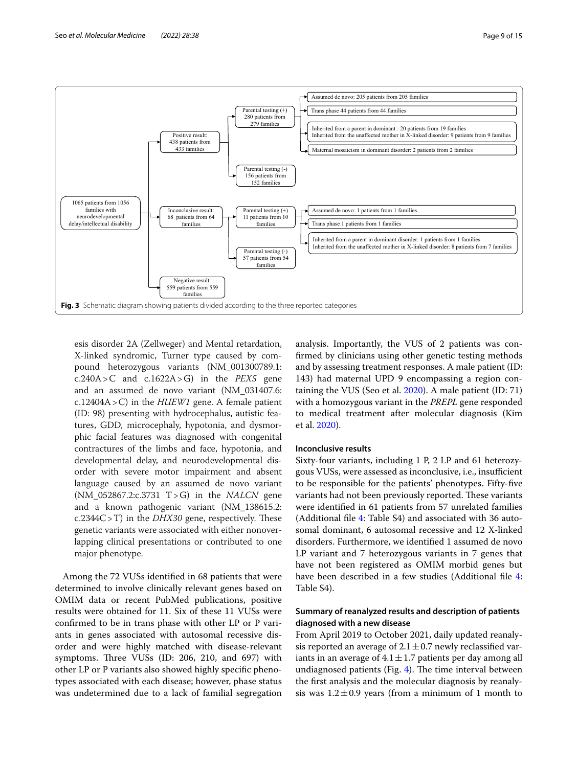- 1065 patients from 1056 families with neurodevelopmental delay/intellectual disability
  - Positive result: 438 patients from 433 families
    - Parental testing (+) 280 patients from 279 families
      - Assumed de novo: 205 patients from 205 families
      - Trans phase 44 patients from 44 families
      - Inherited from a parent in dominant : 20 patients from 19 families; Inherited from the unaffected mother in X-linked disorder: 9 patients from 9 families
      - Maternal mosaicism in dominant disorder: 2 patients from 2 families
    - Parental testing (-) 156 patients from 152 families
  - Inconclusive result: 68 patients from 64 families
    - Parental testing (+) 11 patients from 10 families
      - Assumed de novo: 1 patients from 1 families
      - Trans phase 1 patients from 1 families
      - Inherited from a parent in dominant disorder: 1 patients from 1 families; Inherited from the unaffected mother in X-linked disorder: 8 patients from 7 families
    - Parental testing (-) 57 patients from 54 families
  - Negative result: 559 patients from 559 families

**Fig. 3** Schematic diagram showing patients divided according to the three reported categories

esis disorder 2A (Zellweger) and Mental retardation, X-linked syndromic, Turner type caused by compound heterozygous variants (NM_001300789.1: c.240A > C and c.1622A > G) in the *PEX5* gene and an assumed de novo variant (NM_031407.6: c.12404A > C) in the *HUEW1* gene. A female patient (ID: 98) presenting with hydrocephalus, autistic features, GDD, microcephaly, hypotonia, and dysmorphic facial features was diagnosed with congenital contractures of the limbs and face, hypotonia, and developmental delay, and neurodevelopmental disorder with severe motor impairment and absent language caused by an assumed de novo variant (NM_052867.2:c.3731 T > G) in the *NALCN* gene and a known pathogenic variant (NM_138615.2: c.2344C > T) in the *DHX30* gene, respectively. These genetic variants were associated with either nonoverlapping clinical presentations or contributed to one major phenotype.

Among the 72 VUSs identified in 68 patients that were determined to involve clinically relevant genes based on OMIM data or recent PubMed publications, positive results were obtained for 11. Six of these 11 VUSs were confirmed to be in trans phase with other LP or P variants in genes associated with autosomal recessive disorder and were highly matched with disease-relevant symptoms. Three VUSs (ID: 206, 210, and 697) with other LP or P variants also showed highly specific phenotypes associated with each disease; however, phase status was undetermined due to a lack of familial segregation analysis. Importantly, the VUS of 2 patients was confirmed by clinicians using other genetic testing methods and by assessing treatment responses. A male patient (ID: 143) had maternal UPD 9 encompassing a region containing the VUS (Seo et al. 2020). A male patient (ID: 71) with a homozygous variant in the *PREPL* gene responded to medical treatment after molecular diagnosis (Kim et al. 2020).

### Inconclusive results

Sixty-four variants, including 1 P, 2 LP and 61 heterozygous VUSs, were assessed as inconclusive, i.e., insufficient to be responsible for the patients' phenotypes. Fifty-five variants had not been previously reported. These variants were identified in 61 patients from 57 unrelated families (Additional file 4: Table S4) and associated with 36 autosomal dominant, 6 autosomal recessive and 12 X-linked disorders. Furthermore, we identified 1 assumed de novo LP variant and 7 heterozygous variants in 7 genes that have not been registered as OMIM morbid genes but have been described in a few studies (Additional file 4: Table S4).

### Summary of reanalyzed results and description of patients diagnosed with a new disease

From April 2019 to October 2021, daily updated reanalysis reported an average of $2.1 \pm 0.7$ newly reclassified variants in an average of $4.1 \pm 1.7$ patients per day among all undiagnosed patients (Fig. 4). The time interval between the first analysis and the molecular diagnosis by reanalysis was $1.2 \pm 0.9$ years (from a minimum of 1 month to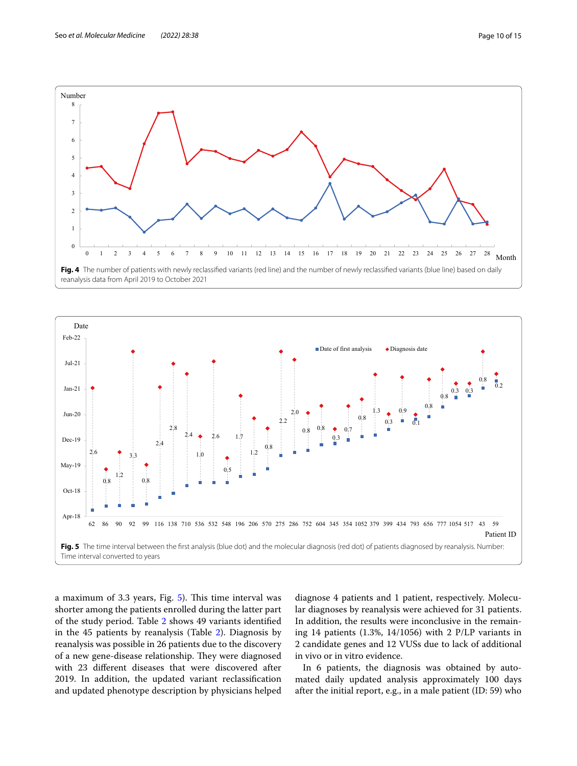Fig. 4 The number of patients with newly reclassified variants (red line) and the number of newly reclassified variants (blue line) based on daily reanalysis data from April 2019 to October 2021

Fig. 5 The time interval between the first analysis (blue dot) and the molecular diagnosis (red dot) of patients diagnosed by reanalysis. Number: Time interval converted to years

a maximum of 3.3 years, Fig. 5). This time interval was shorter among the patients enrolled during the latter part of the study period. Table 2 shows 49 variants identified in the 45 patients by reanalysis (Table 2). Diagnosis by reanalysis was possible in 26 patients due to the discovery of a new gene-disease relationship. They were diagnosed with 23 different diseases that were discovered after 2019. In addition, the updated variant reclassification and updated phenotype description by physicians helped diagnose 4 patients and 1 patient, respectively. Molecular diagnoses by reanalysis were achieved for 31 patients. In addition, the results were inconclusive in the remaining 14 patients (1.3%, 14/1056) with 2 P/LP variants in 2 candidate genes and 12 VUSs due to lack of additional in vivo or in vitro evidence.

In 6 patients, the diagnosis was obtained by automated daily updated analysis approximately 100 days after the initial report, e.g., in a male patient (ID: 59) who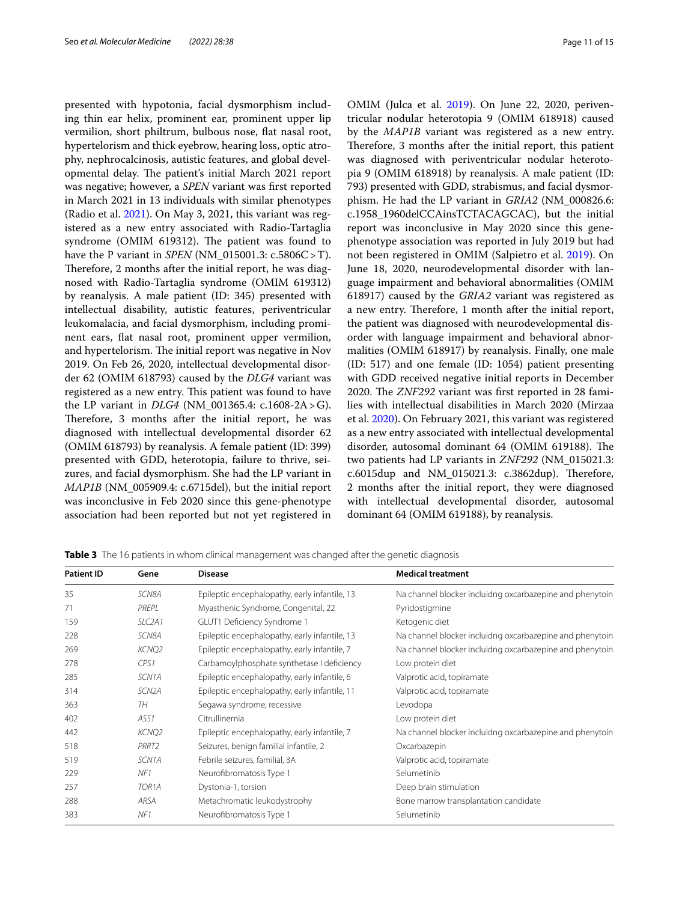presented with hypotonia, facial dysmorphism including thin ear helix, prominent ear, prominent upper lip vermilion, short philtrum, bulbous nose, flat nasal root, hypertelorism and thick eyebrow, hearing loss, optic atrophy, nephrocalcinosis, autistic features, and global developmental delay. The patient's initial March 2021 report was negative; however, a *SPEN* variant was first reported in March 2021 in 13 individuals with similar phenotypes (Radio et al. 2021). On May 3, 2021, this variant was registered as a new entry associated with Radio-Tartaglia syndrome (OMIM 619312). The patient was found to have the P variant in *SPEN* (NM_015001.3: c.5806C > T). Therefore, 2 months after the initial report, he was diagnosed with Radio-Tartaglia syndrome (OMIM 619312) by reanalysis. A male patient (ID: 345) presented with intellectual disability, autistic features, periventricular leukomalacia, and facial dysmorphism, including prominent ears, flat nasal root, prominent upper vermilion, and hypertelorism. The initial report was negative in Nov 2019. On Feb 26, 2020, intellectual developmental disorder 62 (OMIM 618793) caused by the *DLG4* variant was registered as a new entry. This patient was found to have the LP variant in *DLG4* (NM_001365.4: c.1608-2A > G). Therefore, 3 months after the initial report, he was diagnosed with intellectual developmental disorder 62 (OMIM 618793) by reanalysis. A female patient (ID: 399) presented with GDD, heterotopia, failure to thrive, seizures, and facial dysmorphism. She had the LP variant in *MAP1B* (NM_005909.4: c.6715del), but the initial report was inconclusive in Feb 2020 since this gene-phenotype association had been reported but not yet registered in OMIM (Julca et al. 2019). On June 22, 2020, periventricular nodular heterotopia 9 (OMIM 618918) caused by the *MAP1B* variant was registered as a new entry. Therefore, 3 months after the initial report, this patient was diagnosed with periventricular nodular heterotopia 9 (OMIM 618918) by reanalysis. A male patient (ID: 793) presented with GDD, strabismus, and facial dysmorphism. He had the LP variant in *GRIA2* (NM_000826.6: c.1958_1960delCCAinsTCTACAGCAC), but the initial report was inconclusive in May 2020 since this gene-phenotype association was reported in July 2019 but had not been registered in OMIM (Salpietro et al. 2019). On June 18, 2020, neurodevelopmental disorder with language impairment and behavioral abnormalities (OMIM 618917) caused by the *GRIA2* variant was registered as a new entry. Therefore, 1 month after the initial report, the patient was diagnosed with neurodevelopmental disorder with language impairment and behavioral abnormalities (OMIM 618917) by reanalysis. Finally, one male (ID: 517) and one female (ID: 1054) patient presenting with GDD received negative initial reports in December 2020. The *ZNF292* variant was first reported in 28 families with intellectual disabilities in March 2020 (Mirzaa et al. 2020). On February 2021, this variant was registered as a new entry associated with intellectual developmental disorder, autosomal dominant 64 (OMIM 619188). The two patients had LP variants in *ZNF292* (NM_015021.3: c.6015dup and NM_015021.3: c.3862dup). Therefore, 2 months after the initial report, they were diagnosed with intellectual developmental disorder, autosomal dominant 64 (OMIM 619188), by reanalysis.

**Table 3** The 16 patients in whom clinical management was changed after the genetic diagnosis

| Patient ID | Gene | Disease | Medical treatment |
|---|---|---|---|
| 35 | *SCN8A* | Epileptic encephalopathy, early infantile, 13 | Na channel blocker incluidng oxcarbazepine and phenytoin |
| 71 | *PREPL* | Myasthenic Syndrome, Congenital, 22 | Pyridostigmine |
| 159 | *SLC2A1* | GLUT1 Deficiency Syndrome 1 | Ketogenic diet |
| 228 | *SCN8A* | Epileptic encephalopathy, early infantile, 13 | Na channel blocker incluidng oxcarbazepine and phenytoin |
| 269 | *KCNQ2* | Epileptic encephalopathy, early infantile, 7 | Na channel blocker incluidng oxcarbazepine and phenytoin |
| 278 | *CPS1* | Carbamoylphosphate synthetase I deficiency | Low protein diet |
| 285 | *SCN1A* | Epileptic encephalopathy, early infantile, 6 | Valprotic acid, topiramate |
| 314 | *SCN2A* | Epileptic encephalopathy, early infantile, 11 | Valprotic acid, topiramate |
| 363 | *TH* | Segawa syndrome, recessive | Levodopa |
| 402 | *ASS1* | Citrullinemia | Low protein diet |
| 442 | *KCNQ2* | Epileptic encephalopathy, early infantile, 7 | Na channel blocker incluidng oxcarbazepine and phenytoin |
| 518 | *PRRT2* | Seizures, benign familial infantile, 2 | Oxcarbazepin |
| 519 | *SCN1A* | Febrile seizures, familial, 3A | Valprotic acid, topiramate |
| 229 | *NF1* | Neurofibromatosis Type 1 | Selumetinib |
| 257 | *TOR1A* | Dystonia-1, torsion | Deep brain stimulation |
| 288 | *ARSA* | Metachromatic leukodystrophy | Bone marrow transplantation candidate |
| 383 | *NF1* | Neurofibromatosis Type 1 | Selumetinib |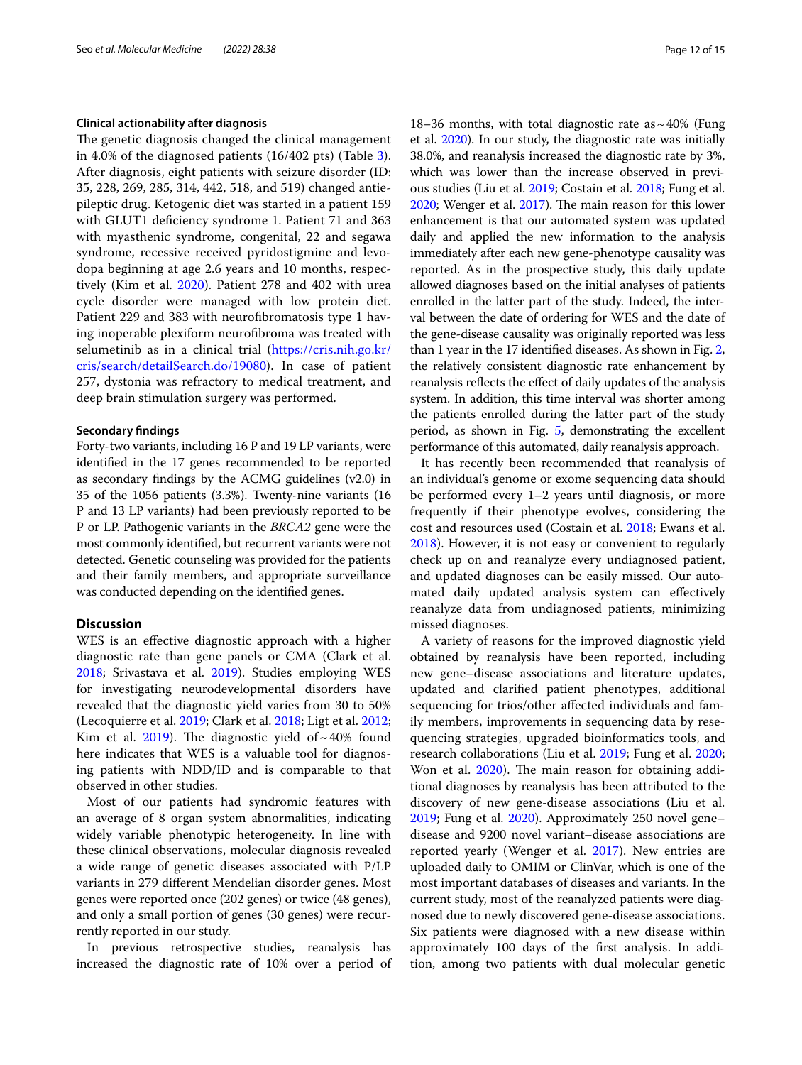### Clinical actionability after diagnosis

The genetic diagnosis changed the clinical management in 4.0% of the diagnosed patients (16/402 pts) (Table 3). After diagnosis, eight patients with seizure disorder (ID: 35, 228, 269, 285, 314, 442, 518, and 519) changed antiepileptic drug. Ketogenic diet was started in a patient 159 with GLUT1 deficiency syndrome 1. Patient 71 and 363 with myasthenic syndrome, congenital, 22 and segawa syndrome, recessive received pyridostigmine and levodopa beginning at age 2.6 years and 10 months, respectively (Kim et al. 2020). Patient 278 and 402 with urea cycle disorder were managed with low protein diet. Patient 229 and 383 with neurofibromatosis type 1 having inoperable plexiform neurofibroma was treated with selumetinib as in a clinical trial (https://cris.nih.go.kr/cris/search/detailSearch.do/19080). In case of patient 257, dystonia was refractory to medical treatment, and deep brain stimulation surgery was performed.

### Secondary findings

Forty-two variants, including 16 P and 19 LP variants, were identified in the 17 genes recommended to be reported as secondary findings by the ACMG guidelines (v2.0) in 35 of the 1056 patients (3.3%). Twenty-nine variants (16 P and 13 LP variants) had been previously reported to be P or LP. Pathogenic variants in the *BRCA2* gene were the most commonly identified, but recurrent variants were not detected. Genetic counseling was provided for the patients and their family members, and appropriate surveillance was conducted depending on the identified genes.

## Discussion

WES is an effective diagnostic approach with a higher diagnostic rate than gene panels or CMA (Clark et al. 2018; Srivastava et al. 2019). Studies employing WES for investigating neurodevelopmental disorders have revealed that the diagnostic yield varies from 30 to 50% (Lecoquierre et al. 2019; Clark et al. 2018; Ligt et al. 2012; Kim et al. 2019). The diagnostic yield of ~40% found here indicates that WES is a valuable tool for diagnosing patients with NDD/ID and is comparable to that observed in other studies.

Most of our patients had syndromic features with an average of 8 organ system abnormalities, indicating widely variable phenotypic heterogeneity. In line with these clinical observations, molecular diagnosis revealed a wide range of genetic diseases associated with P/LP variants in 279 different Mendelian disorder genes. Most genes were reported once (202 genes) or twice (48 genes), and only a small portion of genes (30 genes) were recurrently reported in our study.

In previous retrospective studies, reanalysis has increased the diagnostic rate of 10% over a period of 18–36 months, with total diagnostic rate as ~40% (Fung et al. 2020). In our study, the diagnostic rate was initially 38.0%, and reanalysis increased the diagnostic rate by 3%, which was lower than the increase observed in previous studies (Liu et al. 2019; Costain et al. 2018; Fung et al. 2020; Wenger et al. 2017). The main reason for this lower enhancement is that our automated system was updated daily and applied the new information to the analysis immediately after each new gene-phenotype causality was reported. As in the prospective study, this daily update allowed diagnoses based on the initial analyses of patients enrolled in the latter part of the study. Indeed, the interval between the date of ordering for WES and the date of the gene-disease causality was originally reported was less than 1 year in the 17 identified diseases. As shown in Fig. 2, the relatively consistent diagnostic rate enhancement by reanalysis reflects the effect of daily updates of the analysis system. In addition, this time interval was shorter among the patients enrolled during the latter part of the study period, as shown in Fig. 5, demonstrating the excellent performance of this automated, daily reanalysis approach.

It has recently been recommended that reanalysis of an individual's genome or exome sequencing data should be performed every 1–2 years until diagnosis, or more frequently if their phenotype evolves, considering the cost and resources used (Costain et al. 2018; Ewans et al. 2018). However, it is not easy or convenient to regularly check up on and reanalyze every undiagnosed patient, and updated diagnoses can be easily missed. Our automated daily updated analysis system can effectively reanalyze data from undiagnosed patients, minimizing missed diagnoses.

A variety of reasons for the improved diagnostic yield obtained by reanalysis have been reported, including new gene–disease associations and literature updates, updated and clarified patient phenotypes, additional sequencing for trios/other affected individuals and family members, improvements in sequencing data by resequencing strategies, upgraded bioinformatics tools, and research collaborations (Liu et al. 2019; Fung et al. 2020; Won et al. 2020). The main reason for obtaining additional diagnoses by reanalysis has been attributed to the discovery of new gene-disease associations (Liu et al. 2019; Fung et al. 2020). Approximately 250 novel gene–disease and 9200 novel variant–disease associations are reported yearly (Wenger et al. 2017). New entries are uploaded daily to OMIM or ClinVar, which is one of the most important databases of diseases and variants. In the current study, most of the reanalyzed patients were diagnosed due to newly discovered gene-disease associations. Six patients were diagnosed with a new disease within approximately 100 days of the first analysis. In addition, among two patients with dual molecular genetic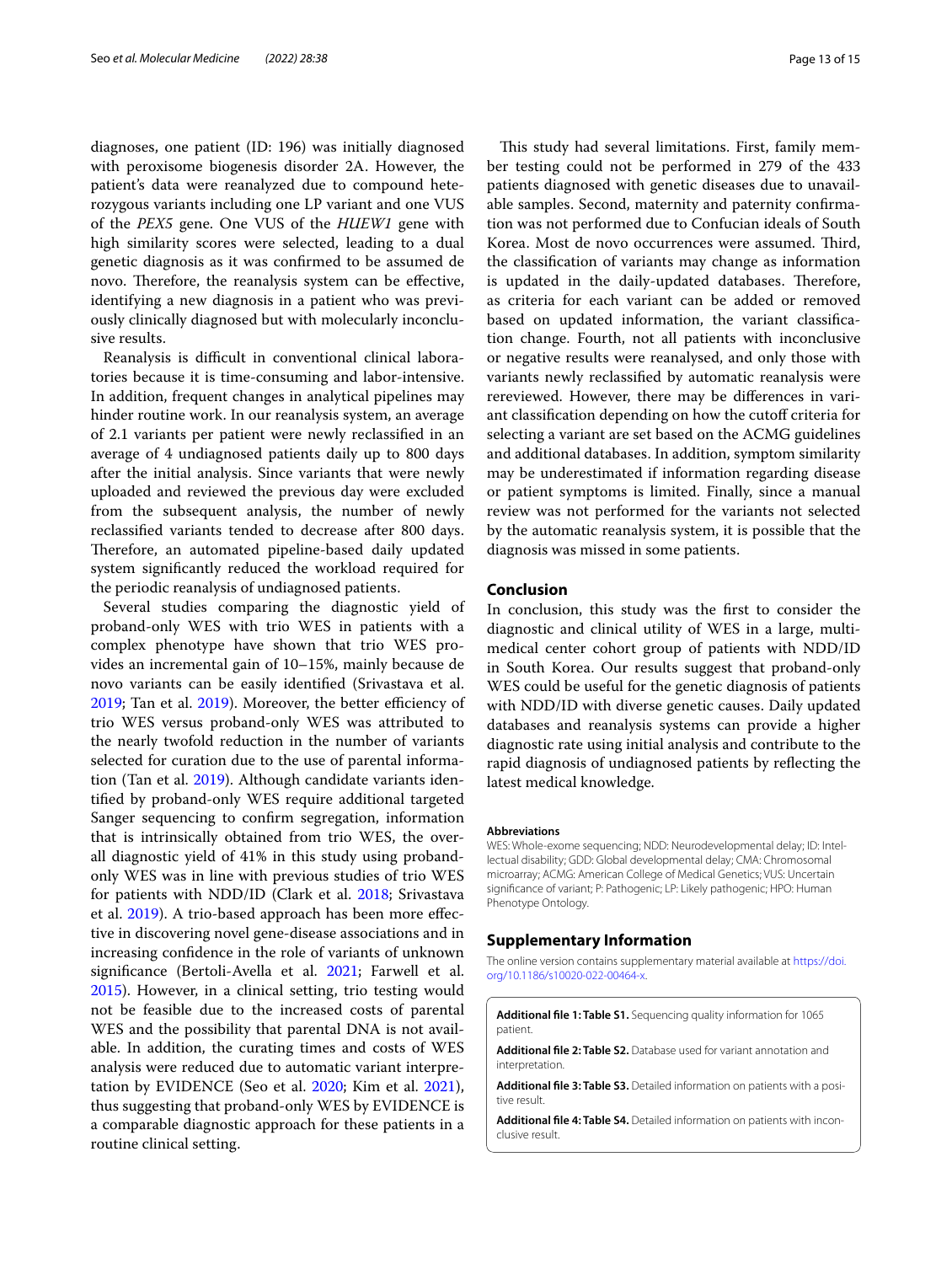diagnoses, one patient (ID: 196) was initially diagnosed with peroxisome biogenesis disorder 2A. However, the patient's data were reanalyzed due to compound heterozygous variants including one LP variant and one VUS of the *PEX5* gene. One VUS of the *HUEW1* gene with high similarity scores were selected, leading to a dual genetic diagnosis as it was confirmed to be assumed de novo. Therefore, the reanalysis system can be effective, identifying a new diagnosis in a patient who was previously clinically diagnosed but with molecularly inconclusive results.

Reanalysis is difficult in conventional clinical laboratories because it is time-consuming and labor-intensive. In addition, frequent changes in analytical pipelines may hinder routine work. In our reanalysis system, an average of 2.1 variants per patient were newly reclassified in an average of 4 undiagnosed patients daily up to 800 days after the initial analysis. Since variants that were newly uploaded and reviewed the previous day were excluded from the subsequent analysis, the number of newly reclassified variants tended to decrease after 800 days. Therefore, an automated pipeline-based daily updated system significantly reduced the workload required for the periodic reanalysis of undiagnosed patients.

Several studies comparing the diagnostic yield of proband-only WES with trio WES in patients with a complex phenotype have shown that trio WES provides an incremental gain of 10–15%, mainly because de novo variants can be easily identified (Srivastava et al. 2019; Tan et al. 2019). Moreover, the better efficiency of trio WES versus proband-only WES was attributed to the nearly twofold reduction in the number of variants selected for curation due to the use of parental information (Tan et al. 2019). Although candidate variants identified by proband-only WES require additional targeted Sanger sequencing to confirm segregation, information that is intrinsically obtained from trio WES, the overall diagnostic yield of 41% in this study using proband-only WES was in line with previous studies of trio WES for patients with NDD/ID (Clark et al. 2018; Srivastava et al. 2019). A trio-based approach has been more effective in discovering novel gene-disease associations and in increasing confidence in the role of variants of unknown significance (Bertoli-Avella et al. 2021; Farwell et al. 2015). However, in a clinical setting, trio testing would not be feasible due to the increased costs of parental WES and the possibility that parental DNA is not available. In addition, the curating times and costs of WES analysis were reduced due to automatic variant interpretation by EVIDENCE (Seo et al. 2020; Kim et al. 2021), thus suggesting that proband-only WES by EVIDENCE is a comparable diagnostic approach for these patients in a routine clinical setting.

This study had several limitations. First, family member testing could not be performed in 279 of the 433 patients diagnosed with genetic diseases due to unavailable samples. Second, maternity and paternity confirmation was not performed due to Confucian ideals of South Korea. Most de novo occurrences were assumed. Third, the classification of variants may change as information is updated in the daily-updated databases. Therefore, as criteria for each variant can be added or removed based on updated information, the variant classification change. Fourth, not all patients with inconclusive or negative results were reanalysed, and only those with variants newly reclassified by automatic reanalysis were rereviewed. However, there may be differences in variant classification depending on how the cutoff criteria for selecting a variant are set based on the ACMG guidelines and additional databases. In addition, symptom similarity may be underestimated if information regarding disease or patient symptoms is limited. Finally, since a manual review was not performed for the variants not selected by the automatic reanalysis system, it is possible that the diagnosis was missed in some patients.

## Conclusion

In conclusion, this study was the first to consider the diagnostic and clinical utility of WES in a large, multi-medical center cohort group of patients with NDD/ID in South Korea. Our results suggest that proband-only WES could be useful for the genetic diagnosis of patients with NDD/ID with diverse genetic causes. Daily updated databases and reanalysis systems can provide a higher diagnostic rate using initial analysis and contribute to the rapid diagnosis of undiagnosed patients by reflecting the latest medical knowledge.

#### Abbreviations

WES: Whole-exome sequencing; NDD: Neurodevelopmental delay; ID: Intellectual disability; GDD: Global developmental delay; CMA: Chromosomal microarray; ACMG: American College of Medical Genetics; VUS: Uncertain significance of variant; P: Pathogenic; LP: Likely pathogenic; HPO: Human Phenotype Ontology.

## Supplementary Information

The online version contains supplementary material available at https://doi.org/10.1186/s10020-022-00464-x.

**Additional file 1: Table S1.** Sequencing quality information for 1065 patient.

**Additional file 2: Table S2.** Database used for variant annotation and interpretation.

**Additional file 3: Table S3.** Detailed information on patients with a positive result.

**Additional file 4: Table S4.** Detailed information on patients with inconclusive result.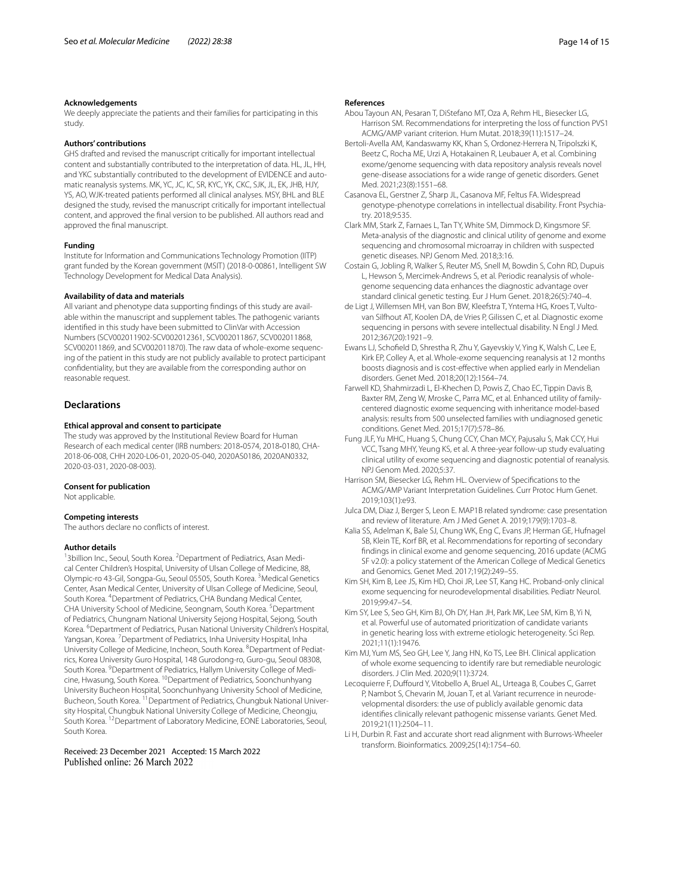#### Acknowledgements

We deeply appreciate the patients and their families for participating in this study.

#### Authors' contributions

GHS drafted and revised the manuscript critically for important intellectual content and substantially contributed to the interpretation of data. HL, JL, HH, and YKC substantially contributed to the development of EVIDENCE and automatic reanalysis systems. MK, YC, JC, IC, SR, KYC, YK, CKC, SJK, JL, EK, JHB, HJY, YS, AO, WJK-treated patients performed all clinical analyses. MSY, BHL and BLE designed the study, revised the manuscript critically for important intellectual content, and approved the final version to be published. All authors read and approved the final manuscript.

#### Funding

Institute for Information and Communications Technology Promotion (IITP) grant funded by the Korean government (MSIT) (2018-0-00861, Intelligent SW Technology Development for Medical Data Analysis).

#### Availability of data and materials

All variant and phenotype data supporting findings of this study are available within the manuscript and supplement tables. The pathogenic variants identified in this study have been submitted to ClinVar with Accession Numbers (SCV002011902-SCV002012361, SCV002011867, SCV002011868, SCV002011869, and SCV002011870). The raw data of whole-exome sequencing of the patient in this study are not publicly available to protect participant confidentiality, but they are available from the corresponding author on reasonable request.

## Declarations

#### Ethical approval and consent to participate

The study was approved by the Institutional Review Board for Human Research of each medical center (IRB numbers: 2018-0574, 2018-0180, CHA-2018-06-008, CHH 2020-L06-01, 2020-05-040, 2020AS0186, 2020AN0332, 2020-03-031, 2020-08-003).

#### Consent for publication

Not applicable.

#### Competing interests

The authors declare no conflicts of interest.

#### Author details

[1]3billion Inc., Seoul, South Korea. [2]Department of Pediatrics, Asan Medical Center Children's Hospital, University of Ulsan College of Medicine, 88, Olympic-ro 43-Gil, Songpa-Gu, Seoul 05505, South Korea. [3]Medical Genetics Center, Asan Medical Center, University of Ulsan College of Medicine, Seoul, South Korea. [4]Department of Pediatrics, CHA Bundang Medical Center, CHA University School of Medicine, Seongnam, South Korea. [5]Department of Pediatrics, Chungnam National University Sejong Hospital, Sejong, South Korea. [6]Department of Pediatrics, Pusan National University Children's Hospital, Yangsan, Korea. [7]Department of Pediatrics, Inha University Hospital, Inha University College of Medicine, Incheon, South Korea. [8]Department of Pediatrics, Korea University Guro Hospital, 148 Gurodong-ro, Guro-gu, Seoul 08308, South Korea. [9]Department of Pediatrics, Hallym University College of Medicine, Hwasung, South Korea. [10]Department of Pediatrics, Soonchunhyang University Bucheon Hospital, Soonchunhyang University School of Medicine, Bucheon, South Korea. [11]Department of Pediatrics, Chungbuk National University Hospital, Chungbuk National University College of Medicine, Cheongju, South Korea. [12]Department of Laboratory Medicine, EONE Laboratories, Seoul, South Korea.

Received: 23 December 2021 Accepted: 15 March 2022
Published online: 26 March 2022

#### References

- Abou Tayoun AN, Pesaran T, DiStefano MT, Oza A, Rehm HL, Biesecker LG, Harrison SM. Recommendations for interpreting the loss of function PVS1 ACMG/AMP variant criterion. Hum Mutat. 2018;39(11):1517–24.
- Bertoli-Avella AM, Kandaswamy KK, Khan S, Ordonez-Herrera N, Tripolszki K, Beetz C, Rocha ME, Urzi A, Hotakainen R, Leubauer A, et al. Combining exome/genome sequencing with data repository analysis reveals novel gene-disease associations for a wide range of genetic disorders. Genet Med. 2021;23(8):1551–68.
- Casanova EL, Gerstner Z, Sharp JL, Casanova MF, Feltus FA. Widespread genotype-phenotype correlations in intellectual disability. Front Psychiatry. 2018;9:535.
- Clark MM, Stark Z, Farnaes L, Tan TY, White SM, Dimmock D, Kingsmore SF. Meta-analysis of the diagnostic and clinical utility of genome and exome sequencing and chromosomal microarray in children with suspected genetic diseases. NPJ Genom Med. 2018;3:16.
- Costain G, Jobling R, Walker S, Reuter MS, Snell M, Bowdin S, Cohn RD, Dupuis L, Hewson S, Mercimek-Andrews S, et al. Periodic reanalysis of whole-genome sequencing data enhances the diagnostic advantage over standard clinical genetic testing. Eur J Hum Genet. 2018;26(5):740–4.
- de Ligt J, Willemsen MH, van Bon BW, Kleefstra T, Yntema HG, Kroes T, Vulto-van Silfhout AT, Koolen DA, de Vries P, Gilissen C, et al. Diagnostic exome sequencing in persons with severe intellectual disability. N Engl J Med. 2012;367(20):1921–9.
- Ewans LJ, Schofield D, Shrestha R, Zhu Y, Gayevskiy V, Ying K, Walsh C, Lee E, Kirk EP, Colley A, et al. Whole-exome sequencing reanalysis at 12 months boosts diagnosis and is cost-effective when applied early in Mendelian disorders. Genet Med. 2018;20(12):1564–74.
- Farwell KD, Shahmirzadi L, El-Khechen D, Powis Z, Chao EC, Tippin Davis B, Baxter RM, Zeng W, Mroske C, Parra MC, et al. Enhanced utility of family-centered diagnostic exome sequencing with inheritance model-based analysis: results from 500 unselected families with undiagnosed genetic conditions. Genet Med. 2015;17(7):578–86.
- Fung JLF, Yu MHC, Huang S, Chung CCY, Chan MCY, Pajusalu S, Mak CCY, Hui VCC, Tsang MHY, Yeung KS, et al. A three-year follow-up study evaluating clinical utility of exome sequencing and diagnostic potential of reanalysis. NPJ Genom Med. 2020;5:37.
- Harrison SM, Biesecker LG, Rehm HL. Overview of Specifications to the ACMG/AMP Variant Interpretation Guidelines. Curr Protoc Hum Genet. 2019;103(1):e93.
- Julca DM, Diaz J, Berger S, Leon E. MAP1B related syndrome: case presentation and review of literature. Am J Med Genet A. 2019;179(9):1703–8.
- Kalia SS, Adelman K, Bale SJ, Chung WK, Eng C, Evans JP, Herman GE, Hufnagel SB, Klein TE, Korf BR, et al. Recommendations for reporting of secondary findings in clinical exome and genome sequencing, 2016 update (ACMG SF v2.0): a policy statement of the American College of Medical Genetics and Genomics. Genet Med. 2017;19(2):249–55.
- Kim SH, Kim B, Lee JS, Kim HD, Choi JR, Lee ST, Kang HC. Proband-only clinical exome sequencing for neurodevelopmental disabilities. Pediatr Neurol. 2019;99:47–54.
- Kim SY, Lee S, Seo GH, Kim BJ, Oh DY, Han JH, Park MK, Lee SM, Kim B, Yi N, et al. Powerful use of automated prioritization of candidate variants in genetic hearing loss with extreme etiologic heterogeneity. Sci Rep. 2021;11(1):19476.
- Kim MJ, Yum MS, Seo GH, Lee Y, Jang HN, Ko TS, Lee BH. Clinical application of whole exome sequencing to identify rare but remediable neurologic disorders. J Clin Med. 2020;9(11):3724.
- Lecoquierre F, Duffourd Y, Vitobello A, Bruel AL, Urteaga B, Coubes C, Garret P, Nambot S, Chevarin M, Jouan T, et al. Variant recurrence in neurodevelopmental disorders: the use of publicly available genomic data identifies clinically relevant pathogenic missense variants. Genet Med. 2019;21(11):2504–11.
- Li H, Durbin R. Fast and accurate short read alignment with Burrows-Wheeler transform. Bioinformatics. 2009;25(14):1754–60.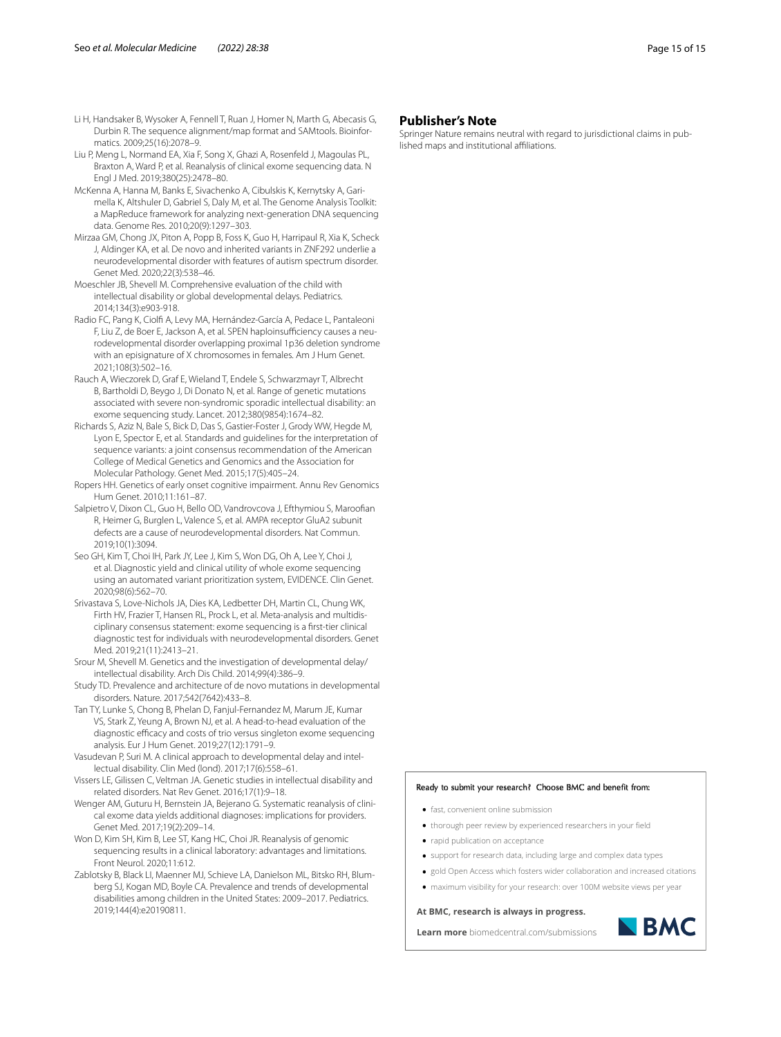Li H, Handsaker B, Wysoker A, Fennell T, Ruan J, Homer N, Marth G, Abecasis G, Durbin R. The sequence alignment/map format and SAMtools. Bioinformatics. 2009;25(16):2078–9.

Liu P, Meng L, Normand EA, Xia F, Song X, Ghazi A, Rosenfeld J, Magoulas PL, Braxton A, Ward P, et al. Reanalysis of clinical exome sequencing data. N Engl J Med. 2019;380(25):2478–80.

McKenna A, Hanna M, Banks E, Sivachenko A, Cibulskis K, Kernytsky A, Garimella K, Altshuler D, Gabriel S, Daly M, et al. The Genome Analysis Toolkit: a MapReduce framework for analyzing next-generation DNA sequencing data. Genome Res. 2010;20(9):1297–303.

Mirzaa GM, Chong JX, Piton A, Popp B, Foss K, Guo H, Harripaul R, Xia K, Scheck J, Aldinger KA, et al. De novo and inherited variants in ZNF292 underlie a neurodevelopmental disorder with features of autism spectrum disorder. Genet Med. 2020;22(3):538–46.

Moeschler JB, Shevell M. Comprehensive evaluation of the child with intellectual disability or global developmental delays. Pediatrics. 2014;134(3):e903-918.

Radio FC, Pang K, Ciolfi A, Levy MA, Hernández-García A, Pedace L, Pantaleoni F, Liu Z, de Boer E, Jackson A, et al. SPEN haploinsufficiency causes a neurodevelopmental disorder overlapping proximal 1p36 deletion syndrome with an episignature of X chromosomes in females. Am J Hum Genet. 2021;108(3):502–16.

Rauch A, Wieczorek D, Graf E, Wieland T, Endele S, Schwarzmayr T, Albrecht B, Bartholdi D, Beygo J, Di Donato N, et al. Range of genetic mutations associated with severe non-syndromic sporadic intellectual disability: an exome sequencing study. Lancet. 2012;380(9854):1674–82.

Richards S, Aziz N, Bale S, Bick D, Das S, Gastier-Foster J, Grody WW, Hegde M, Lyon E, Spector E, et al. Standards and guidelines for the interpretation of sequence variants: a joint consensus recommendation of the American College of Medical Genetics and Genomics and the Association for Molecular Pathology. Genet Med. 2015;17(5):405–24.

Ropers HH. Genetics of early onset cognitive impairment. Annu Rev Genomics Hum Genet. 2010;11:161–87.

Salpietro V, Dixon CL, Guo H, Bello OD, Vandrovcova J, Efthymiou S, Maroofian R, Heimer G, Burglen L, Valence S, et al. AMPA receptor GluA2 subunit defects are a cause of neurodevelopmental disorders. Nat Commun. 2019;10(1):3094.

Seo GH, Kim T, Choi IH, Park JY, Lee J, Kim S, Won DG, Oh A, Lee Y, Choi J, et al. Diagnostic yield and clinical utility of whole exome sequencing using an automated variant prioritization system, EVIDENCE. Clin Genet. 2020;98(6):562–70.

Srivastava S, Love-Nichols JA, Dies KA, Ledbetter DH, Martin CL, Chung WK, Firth HV, Frazier T, Hansen RL, Prock L, et al. Meta-analysis and multidisciplinary consensus statement: exome sequencing is a first-tier clinical diagnostic test for individuals with neurodevelopmental disorders. Genet Med. 2019;21(11):2413–21.

Srour M, Shevell M. Genetics and the investigation of developmental delay/intellectual disability. Arch Dis Child. 2014;99(4):386–9.

Study TD. Prevalence and architecture of de novo mutations in developmental disorders. Nature. 2017;542(7642):433–8.

Tan TY, Lunke S, Chong B, Phelan D, Fanjul-Fernandez M, Marum JE, Kumar VS, Stark Z, Yeung A, Brown NJ, et al. A head-to-head evaluation of the diagnostic efficacy and costs of trio versus singleton exome sequencing analysis. Eur J Hum Genet. 2019;27(12):1791–9.

Vasudevan P, Suri M. A clinical approach to developmental delay and intellectual disability. Clin Med (lond). 2017;17(6):558–61.

Vissers LE, Gilissen C, Veltman JA. Genetic studies in intellectual disability and related disorders. Nat Rev Genet. 2016;17(1):9–18.

Wenger AM, Guturu H, Bernstein JA, Bejerano G. Systematic reanalysis of clinical exome data yields additional diagnoses: implications for providers. Genet Med. 2017;19(2):209–14.

Won D, Kim SH, Kim B, Lee ST, Kang HC, Choi JR. Reanalysis of genomic sequencing results in a clinical laboratory: advantages and limitations. Front Neurol. 2020;11:612.

Zablotsky B, Black LI, Maenner MJ, Schieve LA, Danielson ML, Bitsko RH, Blumberg SJ, Kogan MD, Boyle CA. Prevalence and trends of developmental disabilities among children in the United States: 2009–2017. Pediatrics. 2019;144(4):e20190811.

## Publisher's Note

Springer Nature remains neutral with regard to jurisdictional claims in published maps and institutional affiliations.

Ready to submit your research? Choose BMC and benefit from:

- fast, convenient online submission
- thorough peer review by experienced researchers in your field
- rapid publication on acceptance
- support for research data, including large and complex data types
- gold Open Access which fosters wider collaboration and increased citations
- maximum visibility for your research: over 100M website views per year

**At BMC, research is always in progress.**

**Learn more** biomedcentral.com/submissions

BMC